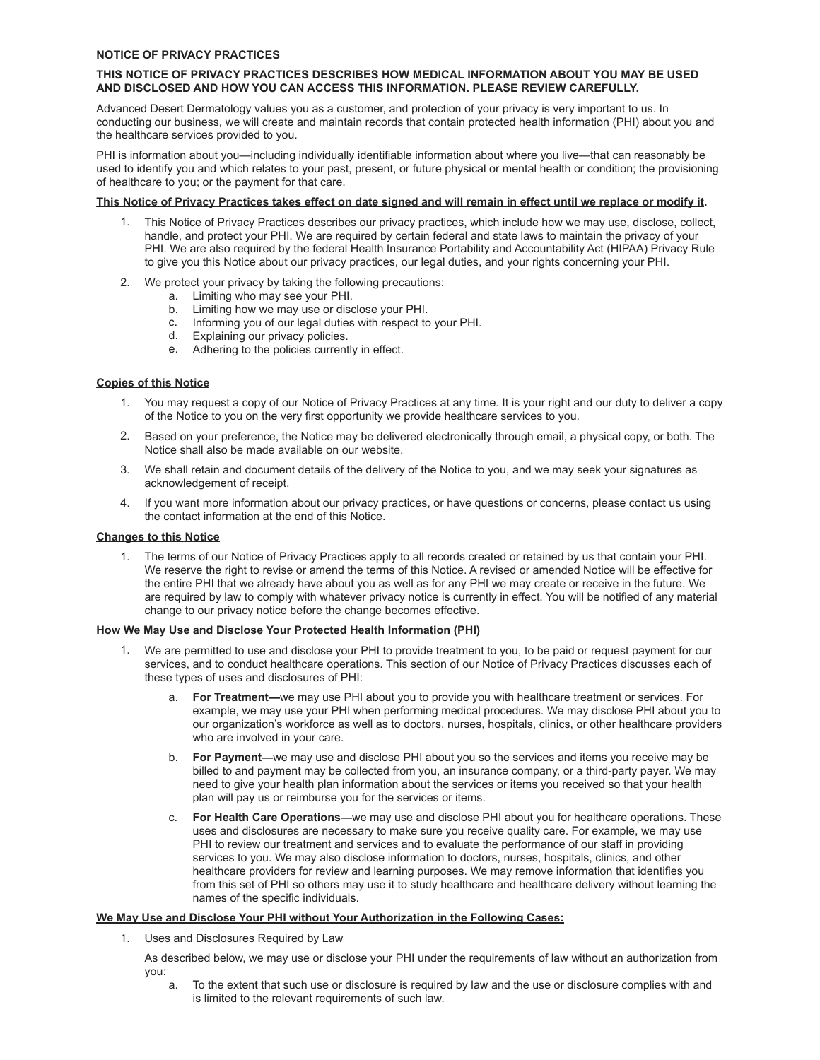# NOTICE OF PRIVACY PRACTICES

**THIS NOTICE OF PRIVACY PRACTICES DESCRIBES HOW MEDICAL INFORMATION ABOUT YOU MAY BE USED AND DISCLOSED AND HOW YOU CAN ACCESS THIS INFORMATION. PLEASE REVIEW CAREFULLY.**

Advanced Desert Dermatology values you as a customer, and protection of your privacy is very important to us. In conducting our business, we will create and maintain records that contain protected health information (PHI) about you and the healthcare services provided to you.

PHI is information about you—including individually identifiable information about where you live—that can reasonably be used to identify you and which relates to your past, present, or future physical or mental health or condition; the provisioning of healthcare to you; or the payment for that care.

**This Notice of Privacy Practices takes effect on date signed and will remain in effect until we replace or modify it.**

1. This Notice of Privacy Practices describes our privacy practices, which include how we may use, disclose, collect, handle, and protect your PHI. We are required by certain federal and state laws to maintain the privacy of your PHI. We are also required by the federal Health Insurance Portability and Accountability Act (HIPAA) Privacy Rule to give you this Notice about our privacy practices, our legal duties, and your rights concerning your PHI.
2. We protect your privacy by taking the following precautions:
   a. Limiting who may see your PHI.
   b. Limiting how we may use or disclose your PHI.
   c. Informing you of our legal duties with respect to your PHI.
   d. Explaining our privacy policies.
   e. Adhering to the policies currently in effect.

## Copies of this Notice

1. You may request a copy of our Notice of Privacy Practices at any time. It is your right and our duty to deliver a copy of the Notice to you on the very first opportunity we provide healthcare services to you.
2. Based on your preference, the Notice may be delivered electronically through email, a physical copy, or both. The Notice shall also be made available on our website.
3. We shall retain and document details of the delivery of the Notice to you, and we may seek your signatures as acknowledgement of receipt.
4. If you want more information about our privacy practices, or have questions or concerns, please contact us using the contact information at the end of this Notice.

## Changes to this Notice

1. The terms of our Notice of Privacy Practices apply to all records created or retained by us that contain your PHI. We reserve the right to revise or amend the terms of this Notice. A revised or amended Notice will be effective for the entire PHI that we already have about you as well as for any PHI we may create or receive in the future. We are required by law to comply with whatever privacy notice is currently in effect. You will be notified of any material change to our privacy notice before the change becomes effective.

## How We May Use and Disclose Your Protected Health Information (PHI)

1. We are permitted to use and disclose your PHI to provide treatment to you, to be paid or request payment for our services, and to conduct healthcare operations. This section of our Notice of Privacy Practices discusses each of these types of uses and disclosures of PHI:
   a. **For Treatment—**we may use PHI about you to provide you with healthcare treatment or services. For example, we may use your PHI when performing medical procedures. We may disclose PHI about you to our organization's workforce as well as to doctors, nurses, hospitals, clinics, or other healthcare providers who are involved in your care.
   b. **For Payment—**we may use and disclose PHI about you so the services and items you receive may be billed to and payment may be collected from you, an insurance company, or a third-party payer. We may need to give your health plan information about the services or items you received so that your health plan will pay us or reimburse you for the services or items.
   c. **For Health Care Operations—**we may use and disclose PHI about you for healthcare operations. These uses and disclosures are necessary to make sure you receive quality care. For example, we may use PHI to review our treatment and services and to evaluate the performance of our staff in providing services to you. We may also disclose information to doctors, nurses, hospitals, clinics, and other healthcare providers for review and learning purposes. We may remove information that identifies you from this set of PHI so others may use it to study healthcare and healthcare delivery without learning the names of the specific individuals.

## We May Use and Disclose Your PHI without Your Authorization in the Following Cases:

1. Uses and Disclosures Required by Law

   As described below, we may use or disclose your PHI under the requirements of law without an authorization from you:
   a. To the extent that such use or disclosure is required by law and the use or disclosure complies with and is limited to the relevant requirements of such law.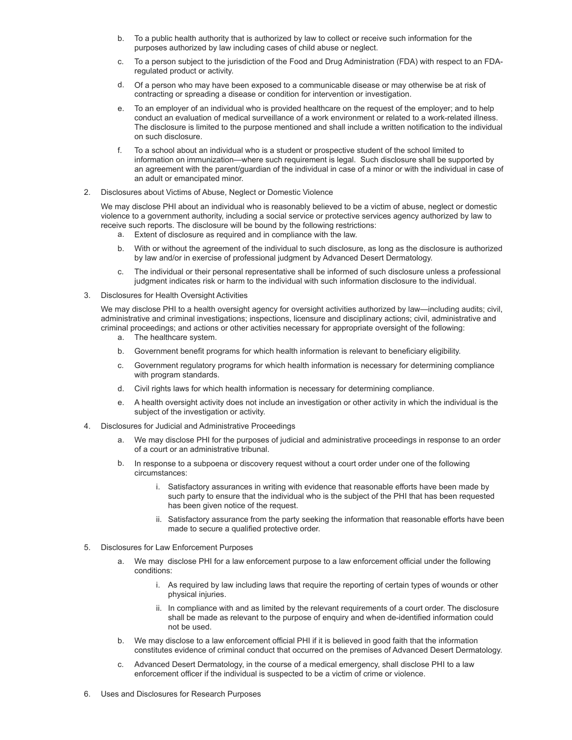b. To a public health authority that is authorized by law to collect or receive such information for the purposes authorized by law including cases of child abuse or neglect.

c. To a person subject to the jurisdiction of the Food and Drug Administration (FDA) with respect to an FDA-regulated product or activity.

d. Of a person who may have been exposed to a communicable disease or may otherwise be at risk of contracting or spreading a disease or condition for intervention or investigation.

e. To an employer of an individual who is provided healthcare on the request of the employer; and to help conduct an evaluation of medical surveillance of a work environment or related to a work-related illness. The disclosure is limited to the purpose mentioned and shall include a written notification to the individual on such disclosure.

f. To a school about an individual who is a student or prospective student of the school limited to information on immunization—where such requirement is legal. Such disclosure shall be supported by an agreement with the parent/guardian of the individual in case of a minor or with the individual in case of an adult or emancipated minor.

2. Disclosures about Victims of Abuse, Neglect or Domestic Violence

   We may disclose PHI about an individual who is reasonably believed to be a victim of abuse, neglect or domestic violence to a government authority, including a social service or protective services agency authorized by law to receive such reports. The disclosure will be bound by the following restrictions:

   a. Extent of disclosure as required and in compliance with the law.

   b. With or without the agreement of the individual to such disclosure, as long as the disclosure is authorized by law and/or in exercise of professional judgment by Advanced Desert Dermatology.

   c. The individual or their personal representative shall be informed of such disclosure unless a professional judgment indicates risk or harm to the individual with such information disclosure to the individual.

3. Disclosures for Health Oversight Activities

   We may disclose PHI to a health oversight agency for oversight activities authorized by law—including audits; civil, administrative and criminal investigations; inspections, licensure and disciplinary actions; civil, administrative and criminal proceedings; and actions or other activities necessary for appropriate oversight of the following:

   a. The healthcare system.

   b. Government benefit programs for which health information is relevant to beneficiary eligibility.

   c. Government regulatory programs for which health information is necessary for determining compliance with program standards.

   d. Civil rights laws for which health information is necessary for determining compliance.

   e. A health oversight activity does not include an investigation or other activity in which the individual is the subject of the investigation or activity.

4. Disclosures for Judicial and Administrative Proceedings

   a. We may disclose PHI for the purposes of judicial and administrative proceedings in response to an order of a court or an administrative tribunal.

   b. In response to a subpoena or discovery request without a court order under one of the following circumstances:

      i. Satisfactory assurances in writing with evidence that reasonable efforts have been made by such party to ensure that the individual who is the subject of the PHI that has been requested has been given notice of the request.

      ii. Satisfactory assurance from the party seeking the information that reasonable efforts have been made to secure a qualified protective order.

5. Disclosures for Law Enforcement Purposes

   a. We may disclose PHI for a law enforcement purpose to a law enforcement official under the following conditions:

      i. As required by law including laws that require the reporting of certain types of wounds or other physical injuries.

      ii. In compliance with and as limited by the relevant requirements of a court order. The disclosure shall be made as relevant to the purpose of enquiry and when de-identified information could not be used.

   b. We may disclose to a law enforcement official PHI if it is believed in good faith that the information constitutes evidence of criminal conduct that occurred on the premises of Advanced Desert Dermatology.

   c. Advanced Desert Dermatology, in the course of a medical emergency, shall disclose PHI to a law enforcement officer if the individual is suspected to be a victim of crime or violence.

6. Uses and Disclosures for Research Purposes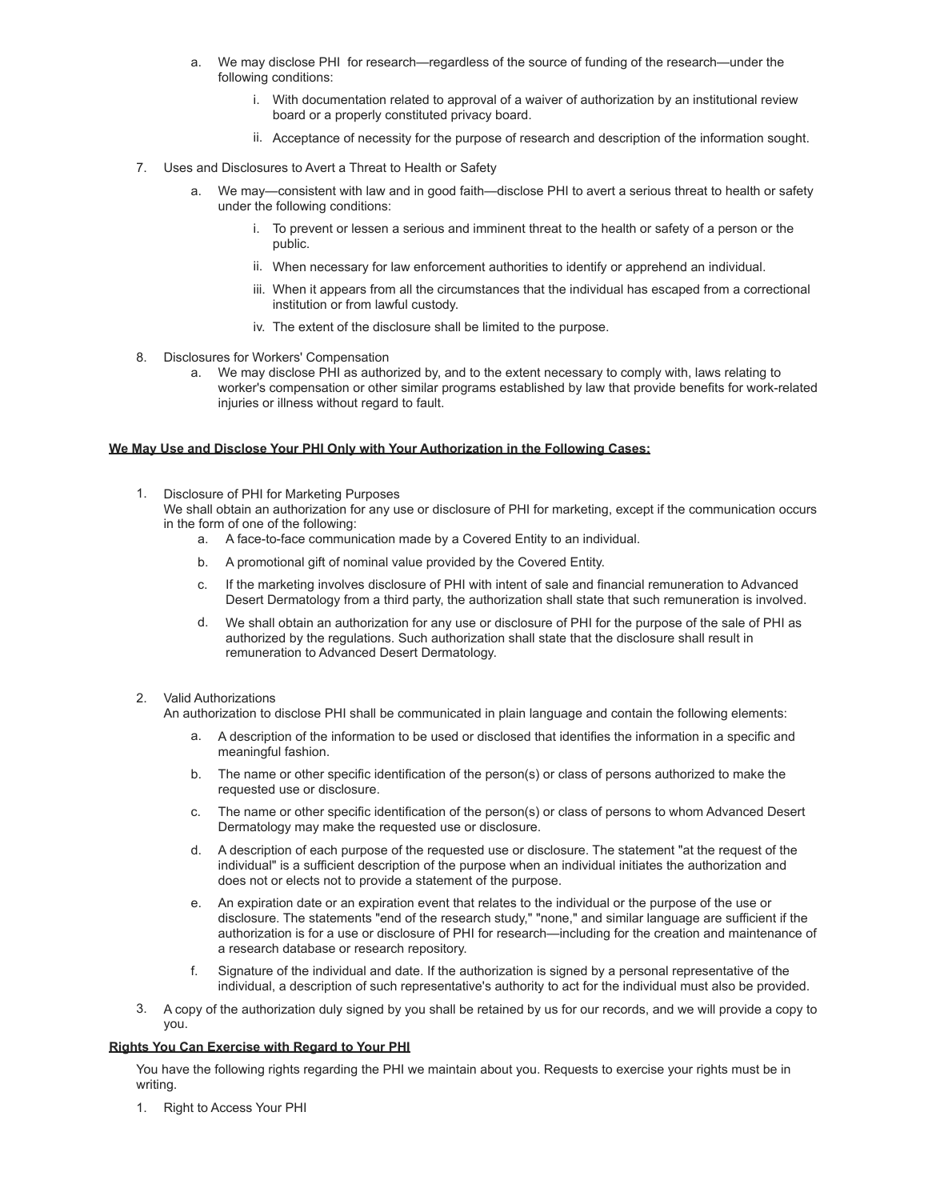a. We may disclose PHI for research—regardless of the source of funding of the research—under the following conditions:
      i. With documentation related to approval of a waiver of authorization by an institutional review board or a properly constituted privacy board.
      ii. Acceptance of necessity for the purpose of research and description of the information sought.

7. Uses and Disclosures to Avert a Threat to Health or Safety
   a. We may—consistent with law and in good faith—disclose PHI to avert a serious threat to health or safety under the following conditions:
      i. To prevent or lessen a serious and imminent threat to the health or safety of a person or the public.
      ii. When necessary for law enforcement authorities to identify or apprehend an individual.
      iii. When it appears from all the circumstances that the individual has escaped from a correctional institution or from lawful custody.
      iv. The extent of the disclosure shall be limited to the purpose.

8. Disclosures for Workers' Compensation
   a. We may disclose PHI as authorized by, and to the extent necessary to comply with, laws relating to worker's compensation or other similar programs established by law that provide benefits for work-related injuries or illness without regard to fault.

**We May Use and Disclose Your PHI Only with Your Authorization in the Following Cases:**

1. Disclosure of PHI for Marketing Purposes
   We shall obtain an authorization for any use or disclosure of PHI for marketing, except if the communication occurs in the form of one of the following:
   a. A face-to-face communication made by a Covered Entity to an individual.
   b. A promotional gift of nominal value provided by the Covered Entity.
   c. If the marketing involves disclosure of PHI with intent of sale and financial remuneration to Advanced Desert Dermatology from a third party, the authorization shall state that such remuneration is involved.
   d. We shall obtain an authorization for any use or disclosure of PHI for the purpose of the sale of PHI as authorized by the regulations. Such authorization shall state that the disclosure shall result in remuneration to Advanced Desert Dermatology.

2. Valid Authorizations
   An authorization to disclose PHI shall be communicated in plain language and contain the following elements:
   a. A description of the information to be used or disclosed that identifies the information in a specific and meaningful fashion.
   b. The name or other specific identification of the person(s) or class of persons authorized to make the requested use or disclosure.
   c. The name or other specific identification of the person(s) or class of persons to whom Advanced Desert Dermatology may make the requested use or disclosure.
   d. A description of each purpose of the requested use or disclosure. The statement "at the request of the individual" is a sufficient description of the purpose when an individual initiates the authorization and does not or elects not to provide a statement of the purpose.
   e. An expiration date or an expiration event that relates to the individual or the purpose of the use or disclosure. The statements "end of the research study," "none," and similar language are sufficient if the authorization is for a use or disclosure of PHI for research—including for the creation and maintenance of a research database or research repository.
   f. Signature of the individual and date. If the authorization is signed by a personal representative of the individual, a description of such representative's authority to act for the individual must also be provided.

3. A copy of the authorization duly signed by you shall be retained by us for our records, and we will provide a copy to you.

**Rights You Can Exercise with Regard to Your PHI**

You have the following rights regarding the PHI we maintain about you. Requests to exercise your rights must be in writing.

1. Right to Access Your PHI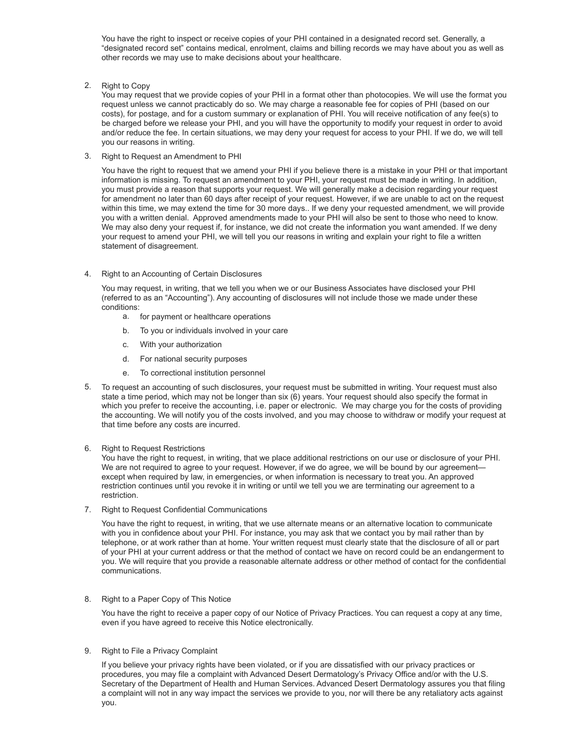You have the right to inspect or receive copies of your PHI contained in a designated record set. Generally, a "designated record set" contains medical, enrolment, claims and billing records we may have about you as well as other records we may use to make decisions about your healthcare.

2. Right to Copy

   You may request that we provide copies of your PHI in a format other than photocopies. We will use the format you request unless we cannot practicably do so. We may charge a reasonable fee for copies of PHI (based on our costs), for postage, and for a custom summary or explanation of PHI. You will receive notification of any fee(s) to be charged before we release your PHI, and you will have the opportunity to modify your request in order to avoid and/or reduce the fee. In certain situations, we may deny your request for access to your PHI. If we do, we will tell you our reasons in writing.

3. Right to Request an Amendment to PHI

   You have the right to request that we amend your PHI if you believe there is a mistake in your PHI or that important information is missing. To request an amendment to your PHI, your request must be made in writing. In addition, you must provide a reason that supports your request. We will generally make a decision regarding your request for amendment no later than 60 days after receipt of your request. However, if we are unable to act on the request within this time, we may extend the time for 30 more days.. If we deny your requested amendment, we will provide you with a written denial. Approved amendments made to your PHI will also be sent to those who need to know. We may also deny your request if, for instance, we did not create the information you want amended. If we deny your request to amend your PHI, we will tell you our reasons in writing and explain your right to file a written statement of disagreement.

4. Right to an Accounting of Certain Disclosures

   You may request, in writing, that we tell you when we or our Business Associates have disclosed your PHI (referred to as an "Accounting"). Any accounting of disclosures will not include those we made under these conditions:

   a. for payment or healthcare operations
   b. To you or individuals involved in your care
   c. With your authorization
   d. For national security purposes
   e. To correctional institution personnel

5. To request an accounting of such disclosures, your request must be submitted in writing. Your request must also state a time period, which may not be longer than six (6) years. Your request should also specify the format in which you prefer to receive the accounting, i.e. paper or electronic. We may charge you for the costs of providing the accounting. We will notify you of the costs involved, and you may choose to withdraw or modify your request at that time before any costs are incurred.

6. Right to Request Restrictions

   You have the right to request, in writing, that we place additional restrictions on our use or disclosure of your PHI. We are not required to agree to your request. However, if we do agree, we will be bound by our agreement—except when required by law, in emergencies, or when information is necessary to treat you. An approved restriction continues until you revoke it in writing or until we tell you we are terminating our agreement to a restriction.

7. Right to Request Confidential Communications

   You have the right to request, in writing, that we use alternate means or an alternative location to communicate with you in confidence about your PHI. For instance, you may ask that we contact you by mail rather than by telephone, or at work rather than at home. Your written request must clearly state that the disclosure of all or part of your PHI at your current address or that the method of contact we have on record could be an endangerment to you. We will require that you provide a reasonable alternate address or other method of contact for the confidential communications.

8. Right to a Paper Copy of This Notice

   You have the right to receive a paper copy of our Notice of Privacy Practices. You can request a copy at any time, even if you have agreed to receive this Notice electronically.

9. Right to File a Privacy Complaint

   If you believe your privacy rights have been violated, or if you are dissatisfied with our privacy practices or procedures, you may file a complaint with Advanced Desert Dermatology's Privacy Office and/or with the U.S. Secretary of the Department of Health and Human Services. Advanced Desert Dermatology assures you that filing a complaint will not in any way impact the services we provide to you, nor will there be any retaliatory acts against you.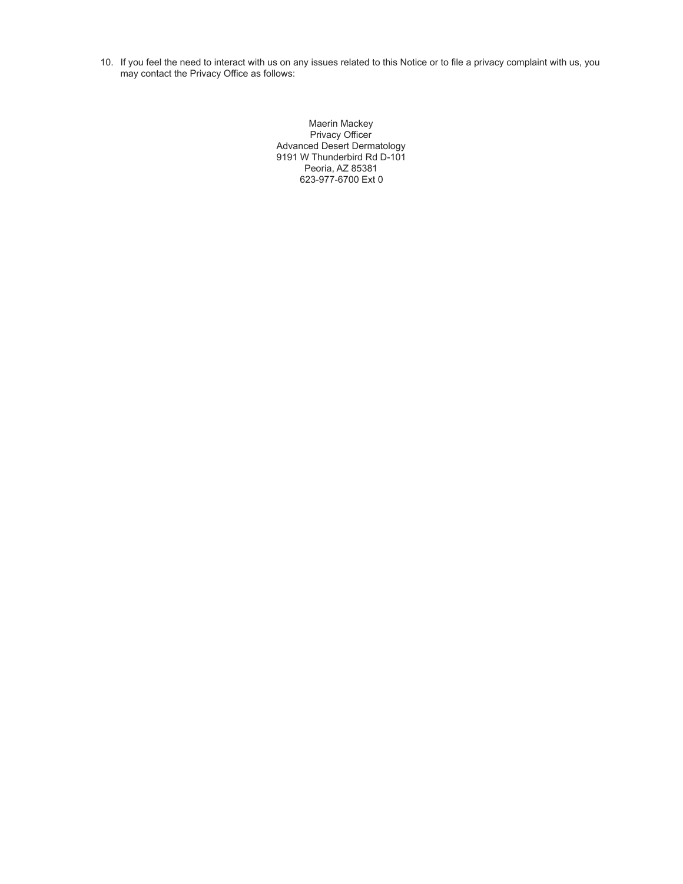10. If you feel the need to interact with us on any issues related to this Notice or to file a privacy complaint with us, you may contact the Privacy Office as follows:

Maerin Mackey
Privacy Officer
Advanced Desert Dermatology
9191 W Thunderbird Rd D-101
Peoria, AZ 85381
623-977-6700 Ext 0